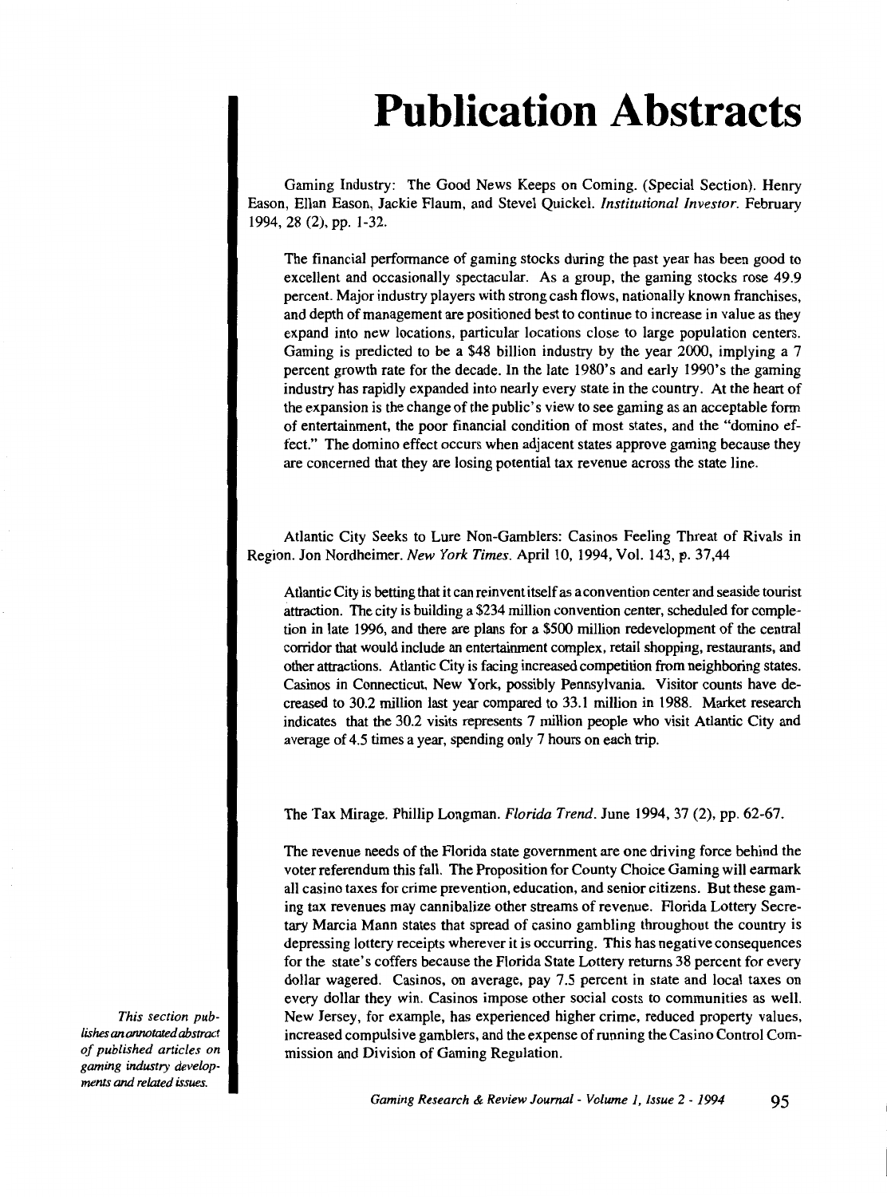# Publication Abstracts

*This section publishes an annotated abstract of published articles on gaming industry developments and related issues.*

Gaming Industry: The Good News Keeps on Coming. (Special Section). Henry Eason, Ellan Eason, Jackie Flaum, and Stevel Quickel. *Institutional Investor.* February 1994, 28 (2), pp. 1-32.

The financial performance of gaming stocks during the past year has been good to excellent and occasionally spectacular. As a group, the gaming stocks rose 49.9 percent. Major industry players with strong cash flows, nationally known franchises, and depth of management are positioned best to continue to increase in value as they expand into new locations, particular locations close to large population centers. Gaming is predicted to be a $48 billion industry by the year 2000, implying a 7 percent growth rate for the decade. In the late 1980's and early 1990's the gaming industry has rapidly expanded into nearly every state in the country. At the heart of the expansion is the change of the public's view to see gaming as an acceptable form of entertainment, the poor financial condition of most states, and the "domino effect." The domino effect occurs when adjacent states approve gaming because they are concerned that they are losing potential tax revenue across the state line.

Atlantic City Seeks to Lure Non-Gamblers: Casinos Feeling Threat of Rivals in Region. Jon Nordheimer. *New York Times.* April 10, 1994, Vol. 143, p. 37,44

Atlantic City is betting that it can reinvent itself as a convention center and seaside tourist attraction. The city is building a $234 million convention center, scheduled for completion in late 1996, and there are plans for a $500 million redevelopment of the central corridor that would include an entertainment complex, retail shopping, restaurants, and other attractions. Atlantic City is facing increased competition from neighboring states. Casinos in Connecticut, New York, possibly Pennsylvania. Visitor counts have decreased to 30.2 million last year compared to 33.1 million in 1988. Market research indicates that the 30.2 visits represents 7 million people who visit Atlantic City and average of 4.5 times a year, spending only 7 hours on each trip.

The Tax Mirage. Phillip Longman. *Florida Trend.* June 1994, 37 (2), pp. 62-67.

The revenue needs of the Florida state government are one driving force behind the voter referendum this fall. The Proposition for County Choice Gaming will earmark all casino taxes for crime prevention, education, and senior citizens. But these gaming tax revenues may cannibalize other streams of revenue. Florida Lottery Secretary Marcia Mann states that spread of casino gambling throughout the country is depressing lottery receipts wherever it is occurring. This has negative consequences for the state's coffers because the Florida State Lottery returns 38 percent for every dollar wagered. Casinos, on average, pay 7.5 percent in state and local taxes on every dollar they win. Casinos impose other social costs to communities as well. New Jersey, for example, has experienced higher crime, reduced property values, increased compulsive gamblers, and the expense of running the Casino Control Commission and Division of Gaming Regulation.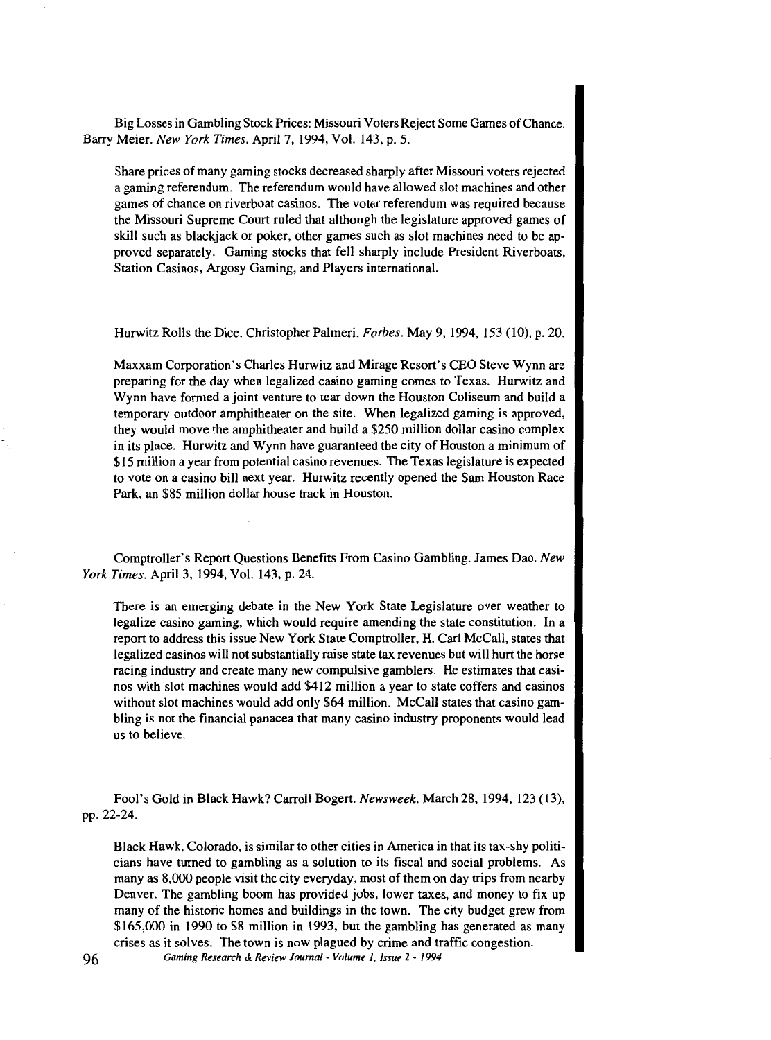Big Losses in Gambling Stock Prices: Missouri Voters Reject Some Games of Chance. Barry Meier. *New York Times*. April 7, 1994, Vol. 143, p. 5.

> Share prices of many gaming stocks decreased sharply after Missouri voters rejected a gaming referendum. The referendum would have allowed slot machines and other games of chance on riverboat casinos. The voter referendum was required because the Missouri Supreme Court ruled that although the legislature approved games of skill such as blackjack or poker, other games such as slot machines need to be approved separately. Gaming stocks that fell sharply include President Riverboats, Station Casinos, Argosy Gaming, and Players international.

Hurwitz Rolls the Dice. Christopher Palmeri. *Forbes*. May 9, 1994, 153 (10), p. 20.

> Maxxam Corporation's Charles Hurwitz and Mirage Resort's CEO Steve Wynn are preparing for the day when legalized casino gaming comes to Texas. Hurwitz and Wynn have formed a joint venture to tear down the Houston Coliseum and build a temporary outdoor amphitheater on the site. When legalized gaming is approved, they would move the amphitheater and build a $250 million dollar casino complex in its place. Hurwitz and Wynn have guaranteed the city of Houston a minimum of $15 million a year from potential casino revenues. The Texas legislature is expected to vote on a casino bill next year. Hurwitz recently opened the Sam Houston Race Park, an $85 million dollar house track in Houston.

Comptroller's Report Questions Benefits From Casino Gambling. James Dao. *New York Times*. April 3, 1994, Vol. 143, p. 24.

> There is an emerging debate in the New York State Legislature over weather to legalize casino gaming, which would require amending the state constitution. In a report to address this issue New York State Comptroller, H. Carl McCall, states that legalized casinos will not substantially raise state tax revenues but will hurt the horse racing industry and create many new compulsive gamblers. He estimates that casinos with slot machines would add $412 million a year to state coffers and casinos without slot machines would add only $64 million. McCall states that casino gambling is not the financial panacea that many casino industry proponents would lead us to believe.

Fool's Gold in Black Hawk? Carroll Bogert. *Newsweek*. March 28, 1994, 123 (13), pp. 22-24.

> Black Hawk, Colorado, is similar to other cities in America in that its tax-shy politicians have turned to gambling as a solution to its fiscal and social problems. As many as 8,000 people visit the city everyday, most of them on day trips from nearby Denver. The gambling boom has provided jobs, lower taxes, and money to fix up many of the historic homes and buildings in the town. The city budget grew from $165,000 in 1990 to $8 million in 1993, but the gambling has generated as many crises as it solves. The town is now plagued by crime and traffic congestion.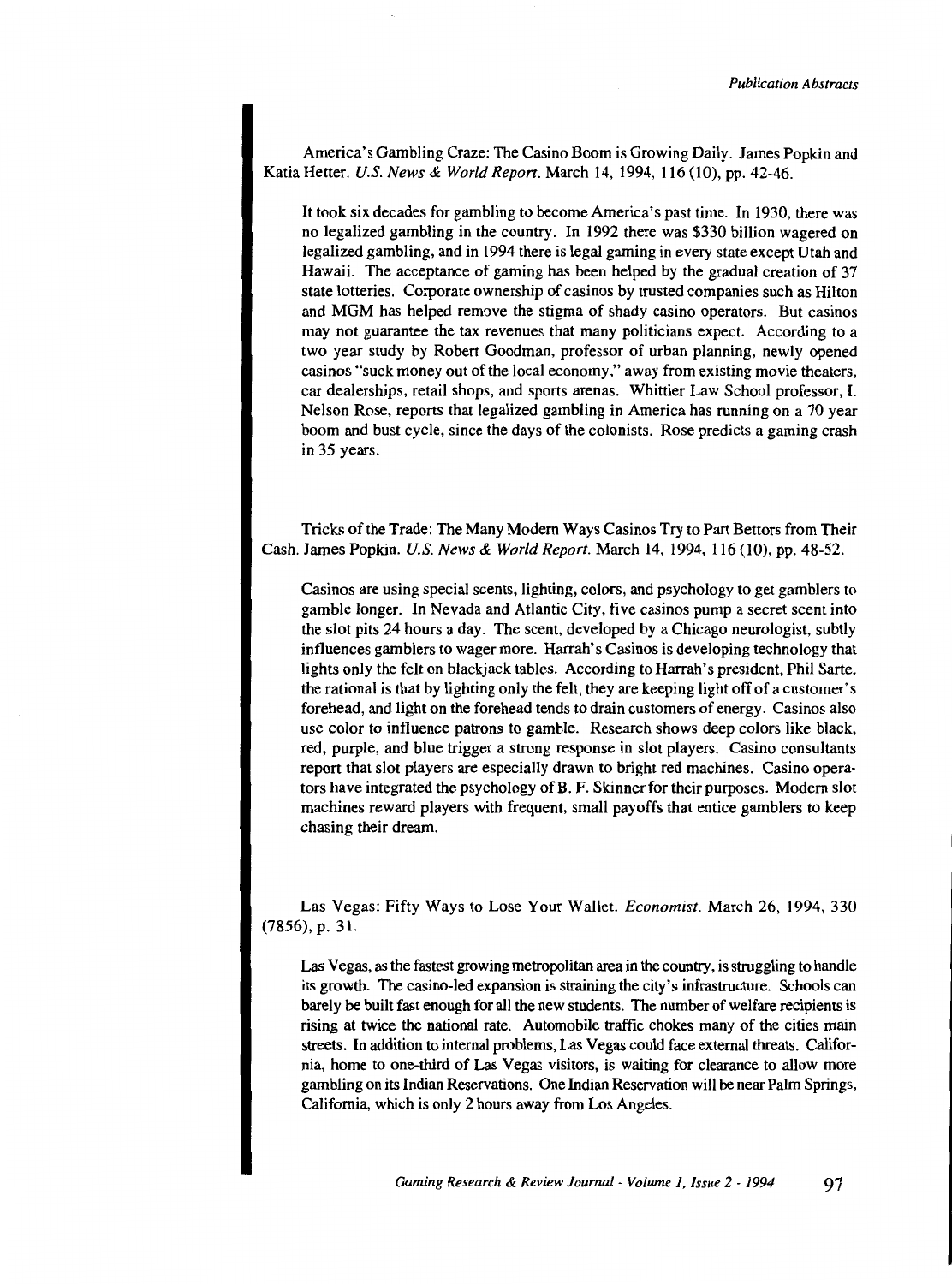America's Gambling Craze: The Casino Boom is Growing Daily. James Popkin and Katia Hetter. *U.S. News & World Report.* March 14, 1994, 116 (10), pp. 42-46.

It took six decades for gambling to become America's past time. In 1930, there was no legalized gambling in the country. In 1992 there was $330 billion wagered on legalized gambling, and in 1994 there is legal gaming in every state except Utah and Hawaii. The acceptance of gaming has been helped by the gradual creation of 37 state lotteries. Corporate ownership of casinos by trusted companies such as Hilton and MGM has helped remove the stigma of shady casino operators. But casinos may not guarantee the tax revenues that many politicians expect. According to a two year study by Robert Goodman, professor of urban planning, newly opened casinos "suck money out of the local economy," away from existing movie theaters, car dealerships, retail shops, and sports arenas. Whittier Law School professor, I. Nelson Rose, reports that legalized gambling in America has running on a 70 year boom and bust cycle, since the days of the colonists. Rose predicts a gaming crash in 35 years.

Tricks of the Trade: The Many Modern Ways Casinos Try to Part Bettors from Their Cash. James Popkin. *U.S. News & World Report.* March 14, 1994, 116 (10), pp. 48-52.

Casinos are using special scents, lighting, colors, and psychology to get gamblers to gamble longer. In Nevada and Atlantic City, five casinos pump a secret scent into the slot pits 24 hours a day. The scent, developed by a Chicago neurologist, subtly influences gamblers to wager more. Harrah's Casinos is developing technology that lights only the felt on blackjack tables. According to Harrah's president, Phil Sarte, the rational is that by lighting only the felt, they are keeping light off of a customer's forehead, and light on the forehead tends to drain customers of energy. Casinos also use color to influence patrons to gamble. Research shows deep colors like black, red, purple, and blue trigger a strong response in slot players. Casino consultants report that slot players are especially drawn to bright red machines. Casino operators have integrated the psychology of B. F. Skinner for their purposes. Modern slot machines reward players with frequent, small payoffs that entice gamblers to keep chasing their dream.

Las Vegas: Fifty Ways to Lose Your Wallet. *Economist.* March 26, 1994, 330 (7856), p. 31.

Las Vegas, as the fastest growing metropolitan area in the country, is struggling to handle its growth. The casino-led expansion is straining the city's infrastructure. Schools can barely be built fast enough for all the new students. The number of welfare recipients is rising at twice the national rate. Automobile traffic chokes many of the cities main streets. In addition to internal problems, Las Vegas could face external threats. California, home to one-third of Las Vegas visitors, is waiting for clearance to allow more gambling on its Indian Reservations. One Indian Reservation will be near Palm Springs, California, which is only 2 hours away from Los Angeles.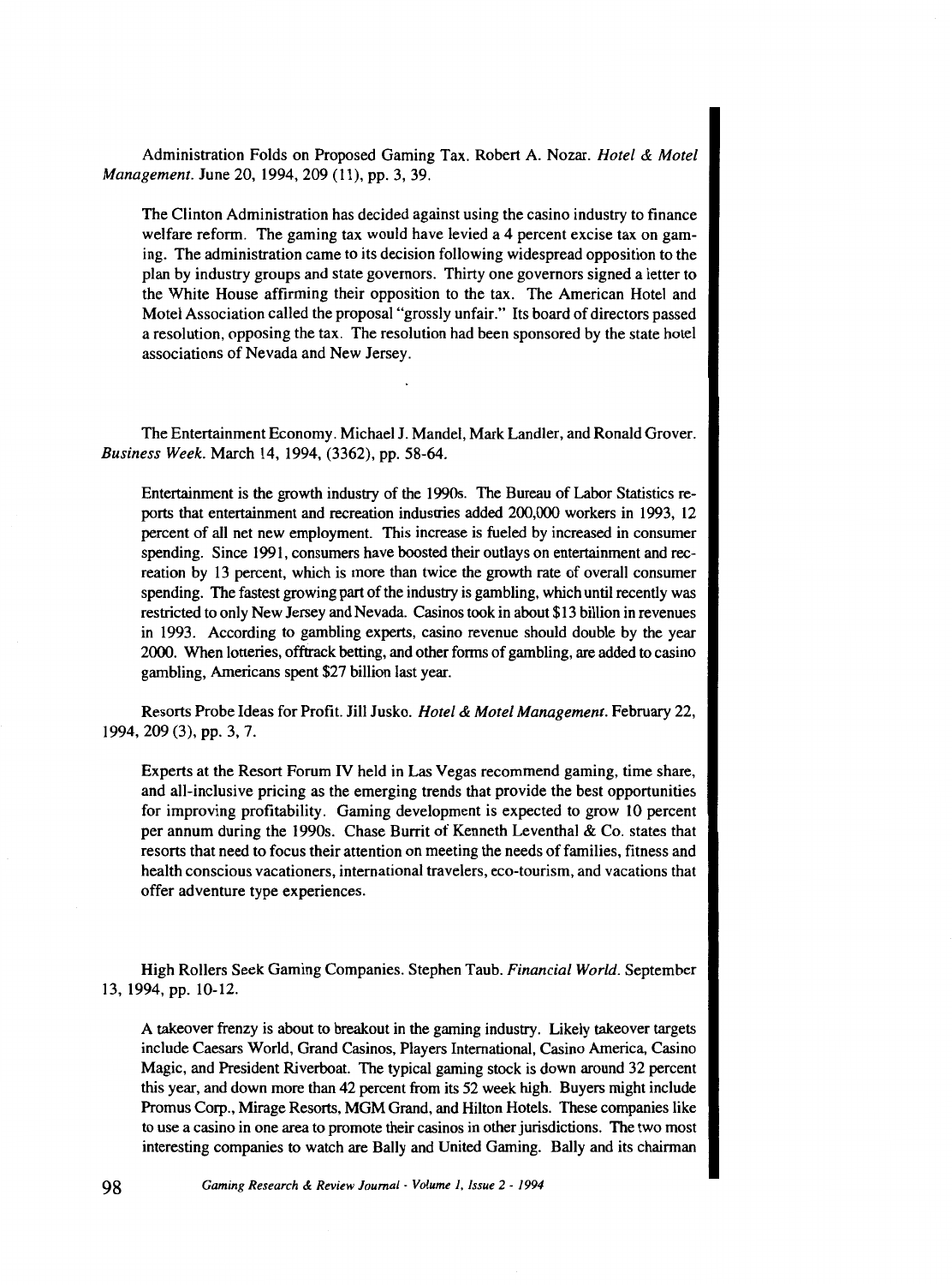Administration Folds on Proposed Gaming Tax. Robert A. Nozar. *Hotel & Motel Management*. June 20, 1994, 209 (11), pp. 3, 39.

The Clinton Administration has decided against using the casino industry to finance welfare reform. The gaming tax would have levied a 4 percent excise tax on gaming. The administration came to its decision following widespread opposition to the plan by industry groups and state governors. Thirty one governors signed a letter to the White House affirming their opposition to the tax. The American Hotel and Motel Association called the proposal "grossly unfair." Its board of directors passed a resolution, opposing the tax. The resolution had been sponsored by the state hotel associations of Nevada and New Jersey.

The Entertainment Economy. Michael J. Mandel, Mark Landler, and Ronald Grover. *Business Week*. March 14, 1994, (3362), pp. 58-64.

Entertainment is the growth industry of the 1990s. The Bureau of Labor Statistics reports that entertainment and recreation industries added 200,000 workers in 1993, 12 percent of all net new employment. This increase is fueled by increased in consumer spending. Since 1991, consumers have boosted their outlays on entertainment and recreation by 13 percent, which is more than twice the growth rate of overall consumer spending. The fastest growing part of the industry is gambling, which until recently was restricted to only New Jersey and Nevada. Casinos took in about $13 billion in revenues in 1993. According to gambling experts, casino revenue should double by the year 2000. When lotteries, offtrack betting, and other forms of gambling, are added to casino gambling, Americans spent $27 billion last year.

Resorts Probe Ideas for Profit. Jill Jusko. *Hotel & Motel Management*. February 22, 1994, 209 (3), pp. 3, 7.

Experts at the Resort Forum IV held in Las Vegas recommend gaming, time share, and all-inclusive pricing as the emerging trends that provide the best opportunities for improving profitability. Gaming development is expected to grow 10 percent per annum during the 1990s. Chase Burrit of Kenneth Leventhal & Co. states that resorts that need to focus their attention on meeting the needs of families, fitness and health conscious vacationers, international travelers, eco-tourism, and vacations that offer adventure type experiences.

High Rollers Seek Gaming Companies. Stephen Taub. *Financial World*. September 13, 1994, pp. 10-12.

A takeover frenzy is about to breakout in the gaming industry. Likely takeover targets include Caesars World, Grand Casinos, Players International, Casino America, Casino Magic, and President Riverboat. The typical gaming stock is down around 32 percent this year, and down more than 42 percent from its 52 week high. Buyers might include Promus Corp., Mirage Resorts, MGM Grand, and Hilton Hotels. These companies like to use a casino in one area to promote their casinos in other jurisdictions. The two most interesting companies to watch are Bally and United Gaming. Bally and its chairman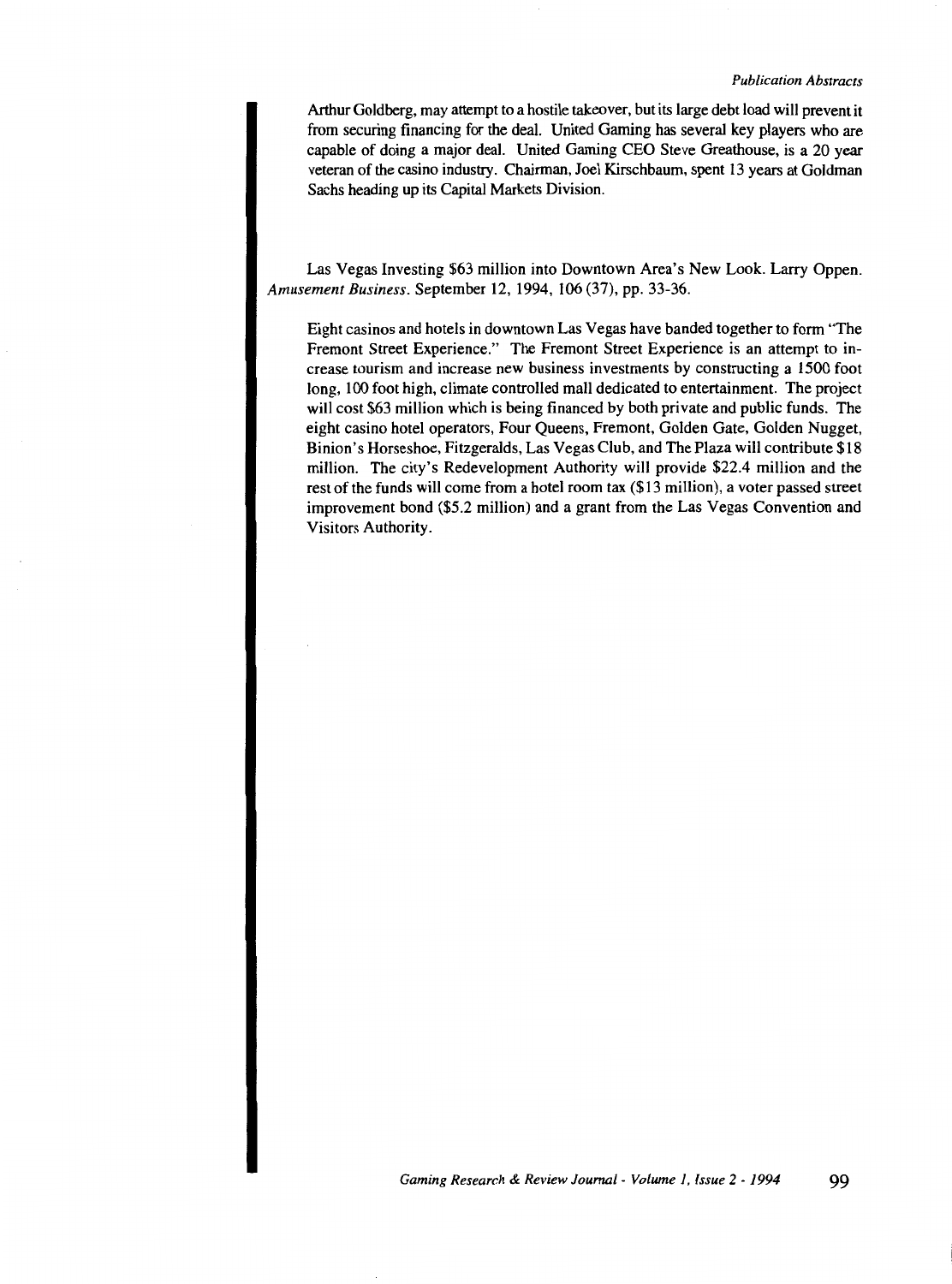Arthur Goldberg, may attempt to a hostile takeover, but its large debt load will prevent it from securing financing for the deal. United Gaming has several key players who are capable of doing a major deal. United Gaming CEO Steve Greathouse, is a 20 year veteran of the casino industry. Chairman, Joel Kirschbaum, spent 13 years at Goldman Sachs heading up its Capital Markets Division.

Las Vegas Investing $63 million into Downtown Area's New Look. Larry Oppen. *Amusement Business*. September 12, 1994, 106 (37), pp. 33-36.

Eight casinos and hotels in downtown Las Vegas have banded together to form "The Fremont Street Experience." The Fremont Street Experience is an attempt to increase tourism and increase new business investments by constructing a 1500 foot long, 100 foot high, climate controlled mall dedicated to entertainment. The project will cost $63 million which is being financed by both private and public funds. The eight casino hotel operators, Four Queens, Fremont, Golden Gate, Golden Nugget, Binion's Horseshoe, Fitzgeralds, Las Vegas Club, and The Plaza will contribute $18 million. The city's Redevelopment Authority will provide $22.4 million and the rest of the funds will come from a hotel room tax ($13 million), a voter passed street improvement bond ($5.2 million) and a grant from the Las Vegas Convention and Visitors Authority.